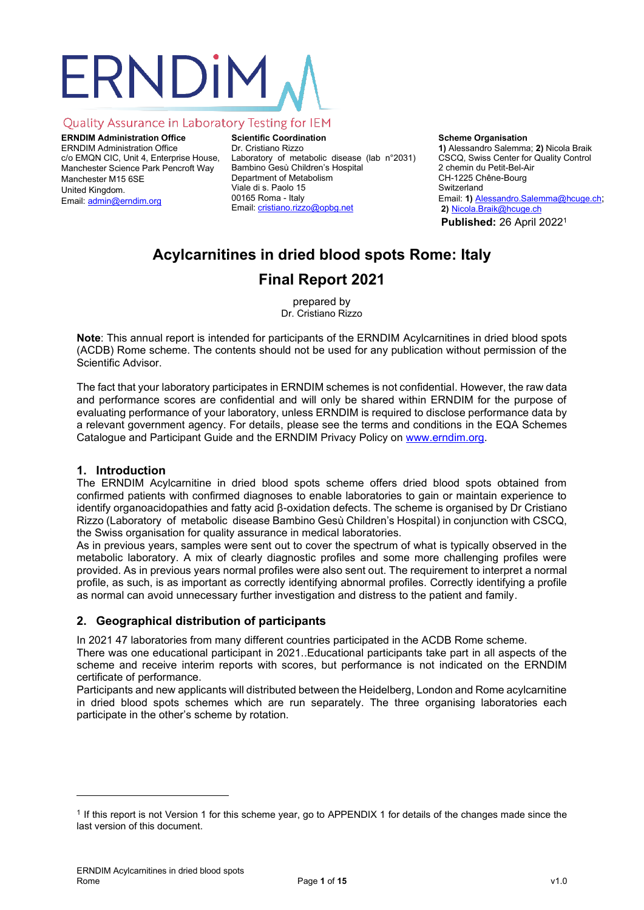ERNDIM

Quality Assurance in Laboratory Testing for IEM

**ERNDIM Administration Office**
ERNDIM Administration Office
c/o EMQN CIC, Unit 4, Enterprise House,
Manchester Science Park Pencroft Way
Manchester M15 6SE
United Kingdom.
Email: admin@erndim.org

**Scientific Coordination**
Dr. Cristiano Rizzo
Laboratory of metabolic disease (lab n°2031)
Bambino Gesù Children's Hospital
Department of Metabolism
Viale di s. Paolo 15
00165 Roma - Italy
Email: cristiano.rizzo@opbg.net

**Scheme Organisation**
**1)** Alessandro Salemma; **2)** Nicola Braik
CSCQ, Swiss Center for Quality Control
2 chemin du Petit-Bel-Air
CH-1225 Chêne-Bourg
Switzerland
Email: **1)** Alessandro.Salemma@hcuge.ch; **2)** Nicola.Braik@hcuge.ch

**Published:** 26 April 2022[1]

# Acylcarnitines in dried blood spots Rome: Italy

# Final Report 2021

prepared by
Dr. Cristiano Rizzo

**Note**: This annual report is intended for participants of the ERNDIM Acylcarnitines in dried blood spots (ACDB) Rome scheme. The contents should not be used for any publication without permission of the Scientific Advisor.

The fact that your laboratory participates in ERNDIM schemes is not confidential. However, the raw data and performance scores are confidential and will only be shared within ERNDIM for the purpose of evaluating performance of your laboratory, unless ERNDIM is required to disclose performance data by a relevant government agency. For details, please see the terms and conditions in the EQA Schemes Catalogue and Participant Guide and the ERNDIM Privacy Policy on www.erndim.org.

## 1. Introduction

The ERNDIM Acylcarnitine in dried blood spots scheme offers dried blood spots obtained from confirmed patients with confirmed diagnoses to enable laboratories to gain or maintain experience to identify organoacidopathies and fatty acid β-oxidation defects. The scheme is organised by Dr Cristiano Rizzo (Laboratory of metabolic disease Bambino Gesù Children's Hospital) in conjunction with CSCQ, the Swiss organisation for quality assurance in medical laboratories.

As in previous years, samples were sent out to cover the spectrum of what is typically observed in the metabolic laboratory. A mix of clearly diagnostic profiles and some more challenging profiles were provided. As in previous years normal profiles were also sent out. The requirement to interpret a normal profile, as such, is as important as correctly identifying abnormal profiles. Correctly identifying a profile as normal can avoid unnecessary further investigation and distress to the patient and family.

## 2. Geographical distribution of participants

In 2021 47 laboratories from many different countries participated in the ACDB Rome scheme.

There was one educational participant in 2021..Educational participants take part in all aspects of the scheme and receive interim reports with scores, but performance is not indicated on the ERNDIM certificate of performance.

Participants and new applicants will distributed between the Heidelberg, London and Rome acylcarnitine in dried blood spots schemes which are run separately. The three organising laboratories each participate in the other's scheme by rotation.

[1] If this report is not Version 1 for this scheme year, go to APPENDIX 1 for details of the changes made since the last version of this document.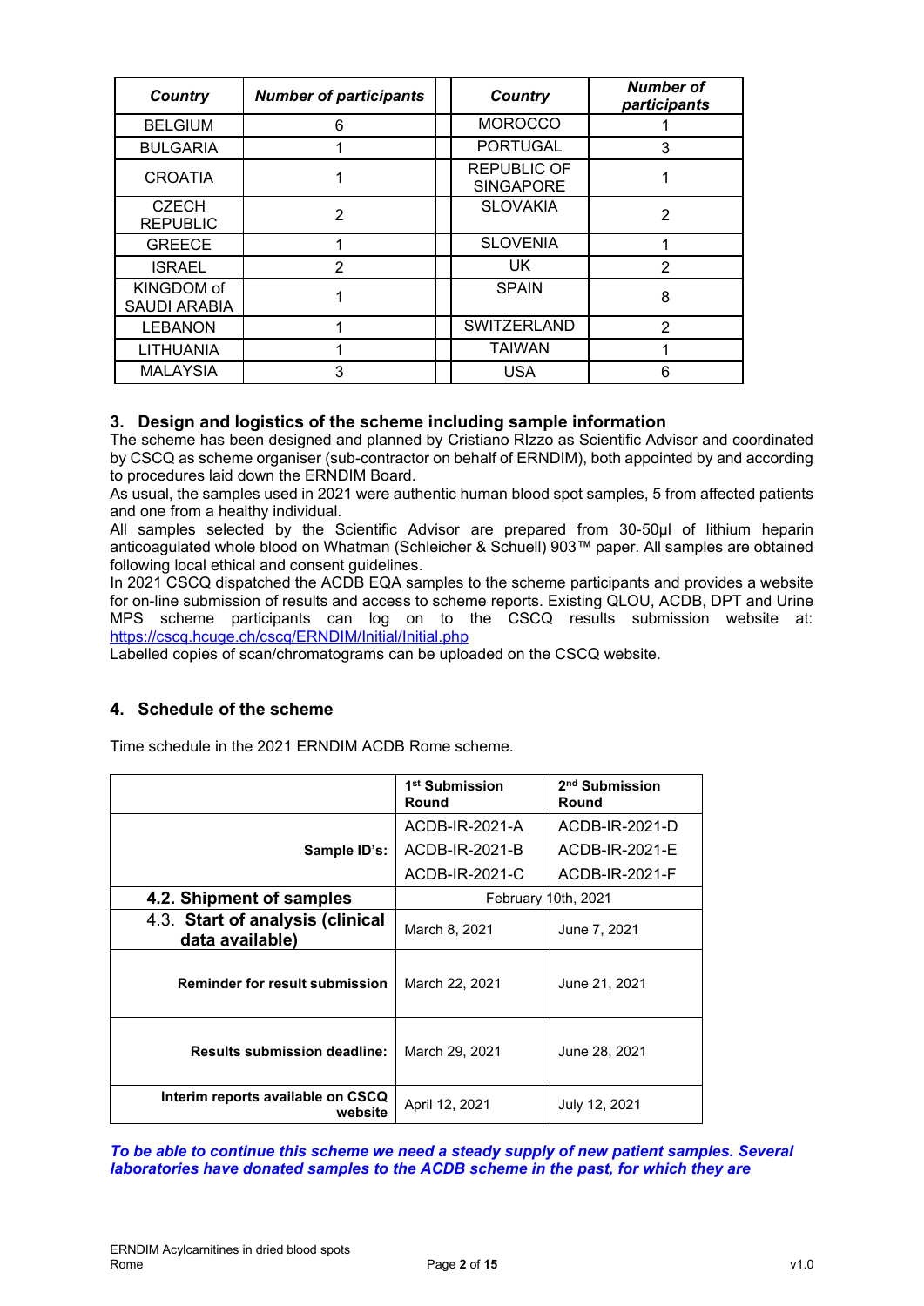| Country | Number of participants | | Country | Number of participants |
|---|---|---|---|---|
| BELGIUM | 6 | | MOROCCO | 1 |
| BULGARIA | 1 | | PORTUGAL | 3 |
| CROATIA | 1 | | REPUBLIC OF SINGAPORE | 1 |
| CZECH REPUBLIC | 2 | | SLOVAKIA | 2 |
| GREECE | 1 | | SLOVENIA | 1 |
| ISRAEL | 2 | | UK | 2 |
| KINGDOM of SAUDI ARABIA | 1 | | SPAIN | 8 |
| LEBANON | 1 | | SWITZERLAND | 2 |
| LITHUANIA | 1 | | TAIWAN | 1 |
| MALAYSIA | 3 | | USA | 6 |

## 3. Design and logistics of the scheme including sample information

The scheme has been designed and planned by Cristiano RIzzo as Scientific Advisor and coordinated by CSCQ as scheme organiser (sub-contractor on behalf of ERNDIM), both appointed by and according to procedures laid down the ERNDIM Board.

As usual, the samples used in 2021 were authentic human blood spot samples, 5 from affected patients and one from a healthy individual.

All samples selected by the Scientific Advisor are prepared from 30-50µl of lithium heparin anticoagulated whole blood on Whatman (Schleicher & Schuell) 903™ paper. All samples are obtained following local ethical and consent guidelines.

In 2021 CSCQ dispatched the ACDB EQA samples to the scheme participants and provides a website for on-line submission of results and access to scheme reports. Existing QLOU, ACDB, DPT and Urine MPS scheme participants can log on to the CSCQ results submission website at: https://cscq.hcuge.ch/cscq/ERNDIM/Initial/Initial.php

Labelled copies of scan/chromatograms can be uploaded on the CSCQ website.

## 4. Schedule of the scheme

Time schedule in the 2021 ERNDIM ACDB Rome scheme.

| | 1st Submission Round | 2nd Submission Round |
|---|---|---|
| **Sample ID's:** | ACDB-IR-2021-A<br>ACDB-IR-2021-B<br>ACDB-IR-2021-C | ACDB-IR-2021-D<br>ACDB-IR-2021-E<br>ACDB-IR-2021-F |
| **4.2. Shipment of samples** | February 10th, 2021 | |
| **4.3. Start of analysis (clinical data available)** | March 8, 2021 | June 7, 2021 |
| **Reminder for result submission** | March 22, 2021 | June 21, 2021 |
| **Results submission deadline:** | March 29, 2021 | June 28, 2021 |
| **Interim reports available on CSCQ website** | April 12, 2021 | July 12, 2021 |

***To be able to continue this scheme we need a steady supply of new patient samples. Several laboratories have donated samples to the ACDB scheme in the past, for which they are***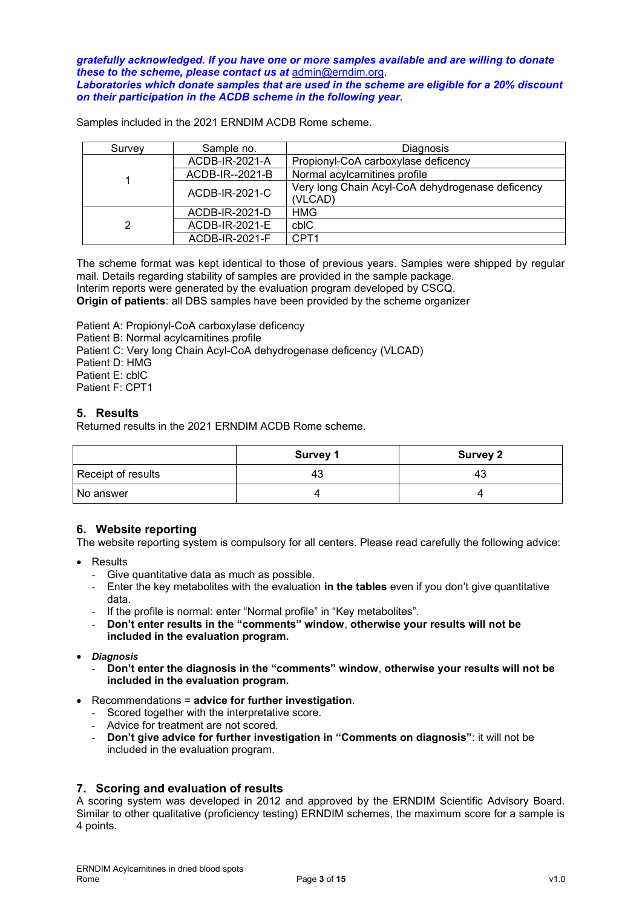***gratefully acknowledged. If you have one or more samples available and are willing to donate these to the scheme, please contact us at*** admin@erndim.org.
***Laboratories which donate samples that are used in the scheme are eligible for a 20% discount on their participation in the ACDB scheme in the following year.***

Samples included in the 2021 ERNDIM ACDB Rome scheme.

| Survey | Sample no. | Diagnosis |
|---|---|---|
| 1 | ACDB-IR-2021-A | Propionyl-CoA carboxylase deficency |
| | ACDB-IR--2021-B | Normal acylcarnitines profile |
| | ACDB-IR-2021-C | Very long Chain Acyl-CoA dehydrogenase deficency (VLCAD) |
| 2 | ACDB-IR-2021-D | HMG |
| | ACDB-IR-2021-E | cblC |
| | ACDB-IR-2021-F | CPT1 |

The scheme format was kept identical to those of previous years. Samples were shipped by regular mail. Details regarding stability of samples are provided in the sample package.
Interim reports were generated by the evaluation program developed by CSCQ.
**Origin of patients**: all DBS samples have been provided by the scheme organizer

Patient A: Propionyl-CoA carboxylase deficency
Patient B: Normal acylcarnitines profile
Patient C: Very long Chain Acyl-CoA dehydrogenase deficency (VLCAD)
Patient D: HMG
Patient E: cblC
Patient F: CPT1

## 5. Results

Returned results in the 2021 ERNDIM ACDB Rome scheme.

| | **Survey 1** | **Survey 2** |
|---|---|---|
| Receipt of results | 43 | 43 |
| No answer | 4 | 4 |

## 6. Website reporting

The website reporting system is compulsory for all centers. Please read carefully the following advice:

- Results
  - Give quantitative data as much as possible.
  - Enter the key metabolites with the evaluation **in the tables** even if you don't give quantitative data.
  - If the profile is normal: enter "Normal profile" in "Key metabolites".
  - **Don't enter results in the "comments" window**, **otherwise your results will not be included in the evaluation program.**
- ***Diagnosis***
  - **Don't enter the diagnosis in the "comments" window**, **otherwise your results will not be included in the evaluation program.**
- Recommendations = **advice for further investigation**.
  - Scored together with the interpretative score.
  - Advice for treatment are not scored.
  - **Don't give advice for further investigation in "Comments on diagnosis"**: it will not be included in the evaluation program.

## 7. Scoring and evaluation of results

A scoring system was developed in 2012 and approved by the ERNDIM Scientific Advisory Board. Similar to other qualitative (proficiency testing) ERNDIM schemes, the maximum score for a sample is 4 points.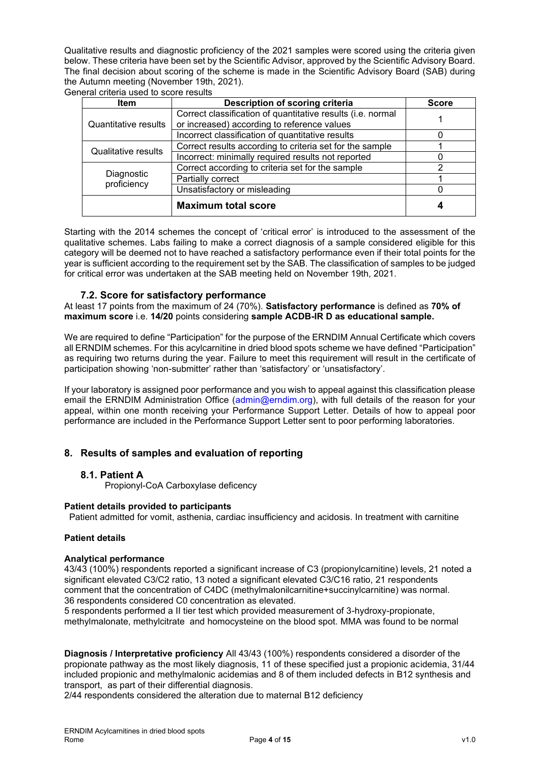Qualitative results and diagnostic proficiency of the 2021 samples were scored using the criteria given below. These criteria have been set by the Scientific Advisor, approved by the Scientific Advisory Board. The final decision about scoring of the scheme is made in the Scientific Advisory Board (SAB) during the Autumn meeting (November 19th, 2021).

General criteria used to score results

| Item | Description of scoring criteria | Score |
|---|---|---|
| Quantitative results | Correct classification of quantitative results (i.e. normal or increased) according to reference values | 1 |
| | Incorrect classification of quantitative results | 0 |
| Qualitative results | Correct results according to criteria set for the sample | 1 |
| | Incorrect: minimally required results not reported | 0 |
| Diagnostic proficiency | Correct according to criteria set for the sample | 2 |
| | Partially correct | 1 |
| | Unsatisfactory or misleading | 0 |
| | **Maximum total score** | **4** |

Starting with the 2014 schemes the concept of 'critical error' is introduced to the assessment of the qualitative schemes. Labs failing to make a correct diagnosis of a sample considered eligible for this category will be deemed not to have reached a satisfactory performance even if their total points for the year is sufficient according to the requirement set by the SAB. The classification of samples to be judged for critical error was undertaken at the SAB meeting held on November 19th, 2021.

### 7.2. Score for satisfactory performance

At least 17 points from the maximum of 24 (70%). **Satisfactory performance** is defined as **70% of maximum score** i.e. **14/20** points considering **sample ACDB-IR D as educational sample.**

We are required to define "Participation" for the purpose of the ERNDIM Annual Certificate which covers all ERNDIM schemes. For this acylcarnitine in dried blood spots scheme we have defined "Participation" as requiring two returns during the year. Failure to meet this requirement will result in the certificate of participation showing 'non-submitter' rather than 'satisfactory' or 'unsatisfactory'.

If your laboratory is assigned poor performance and you wish to appeal against this classification please email the ERNDIM Administration Office (admin@erndim.org), with full details of the reason for your appeal, within one month receiving your Performance Support Letter. Details of how to appeal poor performance are included in the Performance Support Letter sent to poor performing laboratories.

## 8. Results of samples and evaluation of reporting

### 8.1. Patient A

Propionyl-CoA Carboxylase deficency

**Patient details provided to participants**

Patient admitted for vomit, asthenia, cardiac insufficiency and acidosis. In treatment with carnitine

**Patient details**

**Analytical performance**

43/43 (100%) respondents reported a significant increase of C3 (propionylcarnitine) levels, 21 noted a significant elevated C3/C2 ratio, 13 noted a significant elevated C3/C16 ratio, 21 respondents comment that the concentration of C4DC (methylmalonilcarnitine+succinylcarnitine) was normal.
36 respondents considered C0 concentration as elevated.
5 respondents performed a II tier test which provided measurement of 3-hydroxy-propionate, methylmalonate, methylcitrate and homocysteine on the blood spot. MMA was found to be normal

**Diagnosis / Interpretative proficiency** All 43/43 (100%) respondents considered a disorder of the propionate pathway as the most likely diagnosis, 11 of these specified just a propionic acidemia, 31/44 included propionic and methylmalonic acidemias and 8 of them included defects in B12 synthesis and transport, as part of their differential diagnosis.
2/44 respondents considered the alteration due to maternal B12 deficiency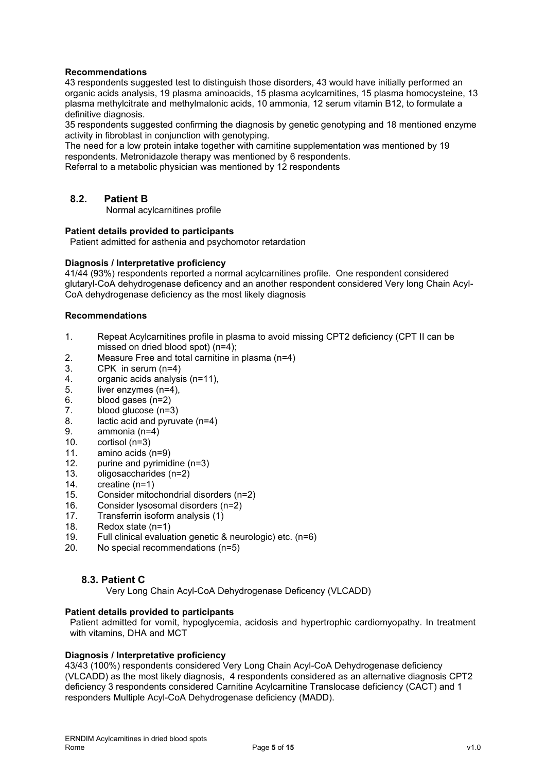**Recommendations**

43 respondents suggested test to distinguish those disorders, 43 would have initially performed an organic acids analysis, 19 plasma aminoacids, 15 plasma acylcarnitines, 15 plasma homocysteine, 13 plasma methylcitrate and methylmalonic acids, 10 ammonia, 12 serum vitamin B12, to formulate a definitive diagnosis.

35 respondents suggested confirming the diagnosis by genetic genotyping and 18 mentioned enzyme activity in fibroblast in conjunction with genotyping.

The need for a low protein intake together with carnitine supplementation was mentioned by 19 respondents. Metronidazole therapy was mentioned by 6 respondents.

Referral to a metabolic physician was mentioned by 12 respondents

## 8.2. Patient B

Normal acylcarnitines profile

**Patient details provided to participants**

Patient admitted for asthenia and psychomotor retardation

**Diagnosis / Interpretative proficiency**

41/44 (93%) respondents reported a normal acylcarnitines profile. One respondent considered glutaryl-CoA dehydrogenase deficency and an another respondent considered Very long Chain Acyl-CoA dehydrogenase deficiency as the most likely diagnosis

**Recommendations**

1. Repeat Acylcarnitines profile in plasma to avoid missing CPT2 deficiency (CPT II can be missed on dried blood spot) (n=4);
2. Measure Free and total carnitine in plasma (n=4)
3. CPK in serum (n=4)
4. organic acids analysis (n=11),
5. liver enzymes (n=4),
6. blood gases (n=2)
7. blood glucose (n=3)
8. lactic acid and pyruvate (n=4)
9. ammonia (n=4)
10. cortisol (n=3)
11. amino acids (n=9)
12. purine and pyrimidine (n=3)
13. oligosaccharides (n=2)
14. creatine (n=1)
15. Consider mitochondrial disorders (n=2)
16. Consider lysosomal disorders (n=2)
17. Transferrin isoform analysis (1)
18. Redox state (n=1)
19. Full clinical evaluation genetic & neurologic) etc. (n=6)
20. No special recommendations (n=5)

## 8.3. Patient C

Very Long Chain Acyl-CoA Dehydrogenase Deficency (VLCADD)

**Patient details provided to participants**

Patient admitted for vomit, hypoglycemia, acidosis and hypertrophic cardiomyopathy. In treatment with vitamins, DHA and MCT

**Diagnosis / Interpretative proficiency**

43/43 (100%) respondents considered Very Long Chain Acyl-CoA Dehydrogenase deficiency (VLCADD) as the most likely diagnosis, 4 respondents considered as an alternative diagnosis CPT2 deficiency 3 respondents considered Carnitine Acylcarnitine Translocase deficiency (CACT) and 1 responders Multiple Acyl-CoA Dehydrogenase deficiency (MADD).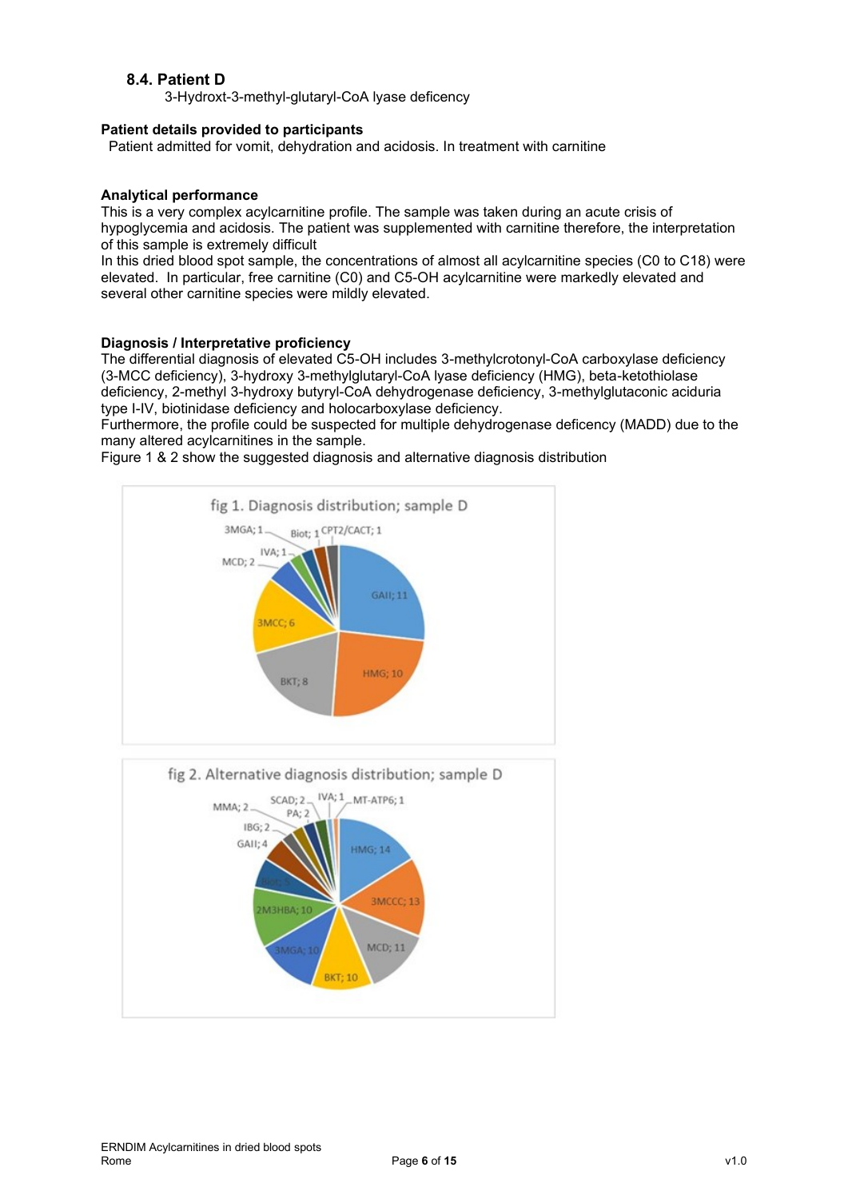## 8.4. Patient D

3-Hydroxt-3-methyl-glutaryl-CoA lyase deficency

**Patient details provided to participants**

Patient admitted for vomit, dehydration and acidosis. In treatment with carnitine

**Analytical performance**

This is a very complex acylcarnitine profile. The sample was taken during an acute crisis of hypoglycemia and acidosis. The patient was supplemented with carnitine therefore, the interpretation of this sample is extremely difficult

In this dried blood spot sample, the concentrations of almost all acylcarnitine species (C0 to C18) were elevated. In particular, free carnitine (C0) and C5-OH acylcarnitine were markedly elevated and several other carnitine species were mildly elevated.

**Diagnosis / Interpretative proficiency**

The differential diagnosis of elevated C5-OH includes 3-methylcrotonyl-CoA carboxylase deficiency (3-MCC deficiency), 3-hydroxy 3-methylglutaryl-CoA lyase deficiency (HMG), beta-ketothiolase deficiency, 2-methyl 3-hydroxy butyryl-CoA dehydrogenase deficiency, 3-methylglutaconic aciduria type I-IV, biotinidase deficiency and holocarboxylase deficiency.

Furthermore, the profile could be suspected for multiple dehydrogenase deficency (MADD) due to the many altered acylcarnitines in the sample.

Figure 1 & 2 show the suggested diagnosis and alternative diagnosis distribution

fig 1. Diagnosis distribution; sample D

| Diagnosis | Count |
|---|---|
| GAII | 11 |
| HMG | 10 |
| BKT | 8 |
| 3MCC | 6 |
| MCD | 2 |
| IVA | 1 |
| 3MGA | 1 |
| Biot | 1 |
| CPT2/CACT | 1 |

fig 2. Alternative diagnosis distribution; sample D

| Diagnosis | Count |
|---|---|
| HMG | 14 |
| 3MCCC | 13 |
| MCD | 11 |
| BKT | 10 |
| 3MGA | 10 |
| 2M3HBA | 10 |
| Biot | 5 |
| GAII | 4 |
| IBG | 2 |
| MMA | 2 |
| SCAD | 2 |
| PA | 2 |
| IVA | 1 |
| MT-ATP6 | 1 |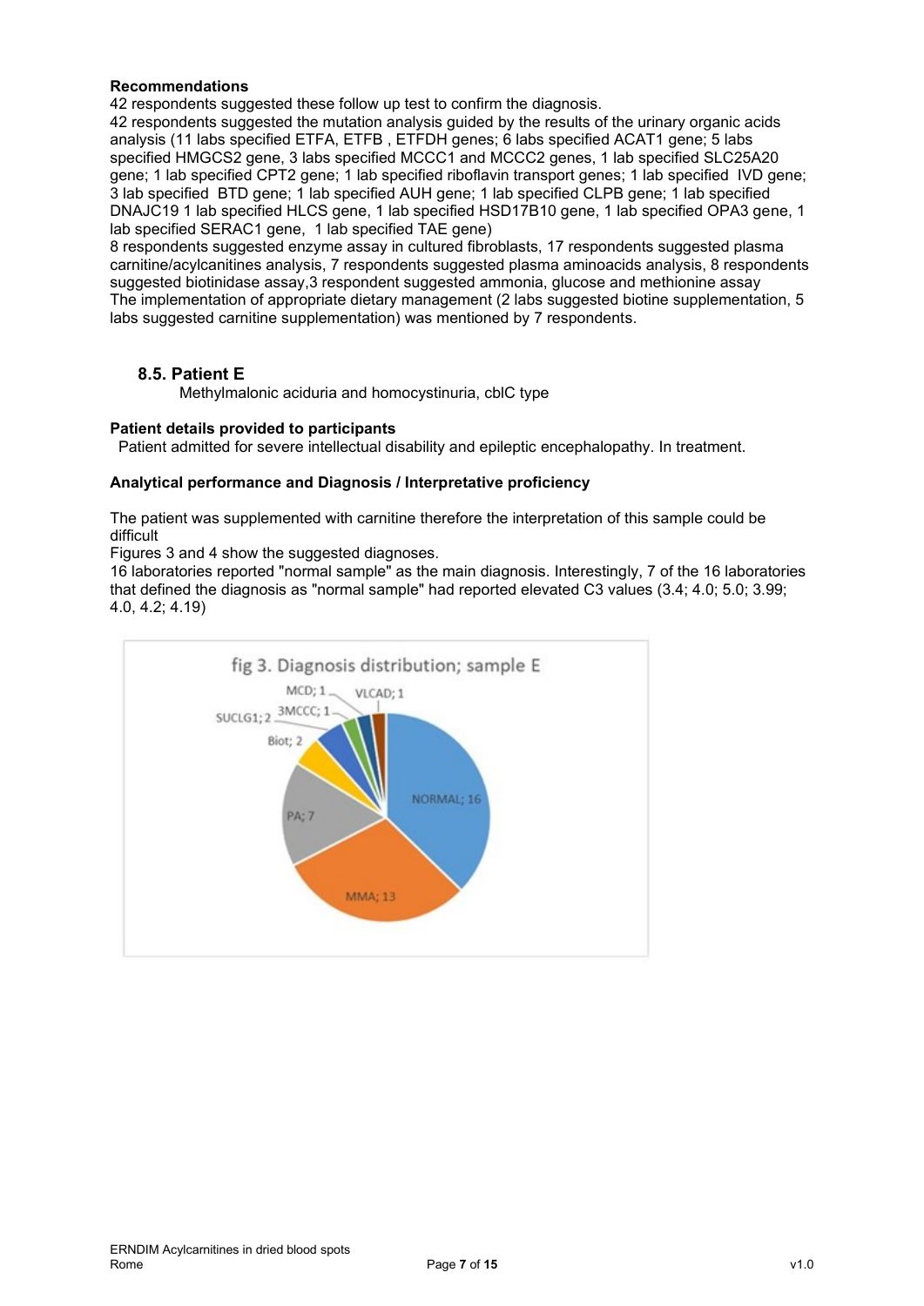**Recommendations**

42 respondents suggested these follow up test to confirm the diagnosis.

42 respondents suggested the mutation analysis guided by the results of the urinary organic acids analysis (11 labs specified ETFA, ETFB , ETFDH genes; 6 labs specified ACAT1 gene; 5 labs specified HMGCS2 gene, 3 labs specified MCCC1 and MCCC2 genes, 1 lab specified SLC25A20 gene; 1 lab specified CPT2 gene; 1 lab specified riboflavin transport genes; 1 lab specified IVD gene; 3 lab specified BTD gene; 1 lab specified AUH gene; 1 lab specified CLPB gene; 1 lab specified DNAJC19 1 lab specified HLCS gene, 1 lab specified HSD17B10 gene, 1 lab specified OPA3 gene, 1 lab specified SERAC1 gene, 1 lab specified TAE gene)

8 respondents suggested enzyme assay in cultured fibroblasts, 17 respondents suggested plasma carnitine/acylcanitines analysis, 7 respondents suggested plasma aminoacids analysis, 8 respondents suggested biotinidase assay,3 respondent suggested ammonia, glucose and methionine assay

The implementation of appropriate dietary management (2 labs suggested biotine supplementation, 5 labs suggested carnitine supplementation) was mentioned by 7 respondents.

## 8.5. Patient E

Methylmalonic aciduria and homocystinuria, cblC type

**Patient details provided to participants**

Patient admitted for severe intellectual disability and epileptic encephalopathy. In treatment.

**Analytical performance and Diagnosis / Interpretative proficiency**

The patient was supplemented with carnitine therefore the interpretation of this sample could be difficult

Figures 3 and 4 show the suggested diagnoses.

16 laboratories reported "normal sample" as the main diagnosis. Interestingly, 7 of the 16 laboratories that defined the diagnosis as "normal sample" had reported elevated C3 values (3.4; 4.0; 5.0; 3.99; 4.0, 4.2; 4.19)

fig 3. Diagnosis distribution; sample E

| Diagnosis | Number |
|---|---|
| NORMAL | 16 |
| MMA | 13 |
| PA | 7 |
| Biot | 2 |
| SUCLG1 | 2 |
| MCD | 1 |
| 3MCCC | 1 |
| VLCAD | 1 |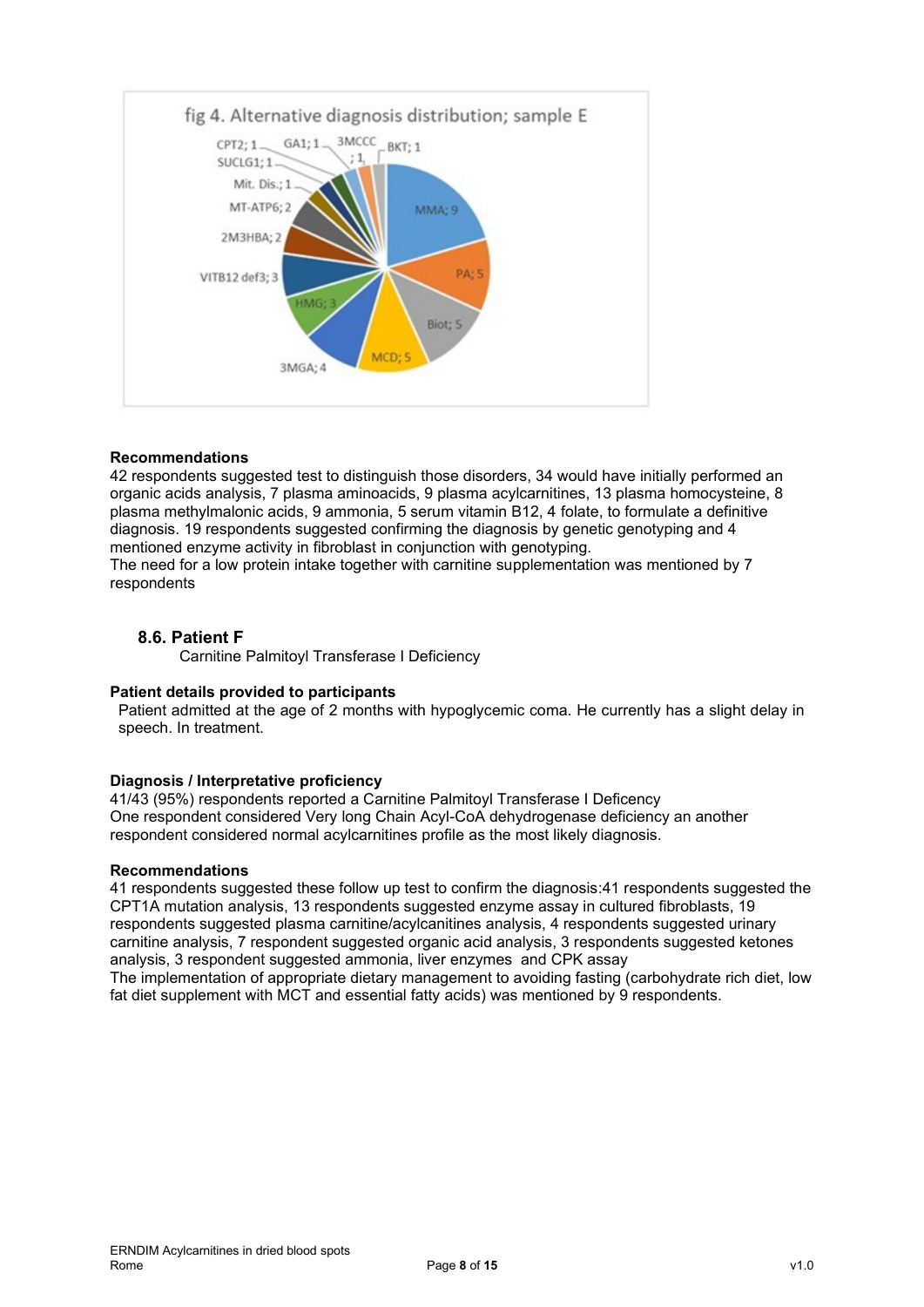fig 4. Alternative diagnosis distribution; sample E

| Diagnosis | Count |
|---|---|
| MMA | 9 |
| PA | 5 |
| Biot | 5 |
| MCD | 5 |
| 3MGA | 4 |
| HMG | 3 |
| VITB12 def3 | 3 |
| 2M3HBA | 2 |
| MT-ATP6 | 2 |
| Mit. Dis. | 1 |
| SUCLG1 | 1 |
| CPT2 | 1 |
| GA1 | 1 |
| 3MCCC | 1 |
| BKT | 1 |

**Recommendations**

42 respondents suggested test to distinguish those disorders, 34 would have initially performed an organic acids analysis, 7 plasma aminoacids, 9 plasma acylcarnitines, 13 plasma homocysteine, 8 plasma methylmalonic acids, 9 ammonia, 5 serum vitamin B12, 4 folate, to formulate a definitive diagnosis. 19 respondents suggested confirming the diagnosis by genetic genotyping and 4 mentioned enzyme activity in fibroblast in conjunction with genotyping.

The need for a low protein intake together with carnitine supplementation was mentioned by 7 respondents

## 8.6. Patient F

Carnitine Palmitoyl Transferase I Deficiency

**Patient details provided to participants**

Patient admitted at the age of 2 months with hypoglycemic coma. He currently has a slight delay in speech. In treatment.

**Diagnosis / Interpretative proficiency**

41/43 (95%) respondents reported a Carnitine Palmitoyl Transferase I Deficency

One respondent considered Very long Chain Acyl-CoA dehydrogenase deficiency an another respondent considered normal acylcarnitines profile as the most likely diagnosis.

**Recommendations**

41 respondents suggested these follow up test to confirm the diagnosis:41 respondents suggested the CPT1A mutation analysis, 13 respondents suggested enzyme assay in cultured fibroblasts, 19 respondents suggested plasma carnitine/acylcanitines analysis, 4 respondents suggested urinary carnitine analysis, 7 respondent suggested organic acid analysis, 3 respondents suggested ketones analysis, 3 respondent suggested ammonia, liver enzymes and CPK assay

The implementation of appropriate dietary management to avoiding fasting (carbohydrate rich diet, low fat diet supplement with MCT and essential fatty acids) was mentioned by 9 respondents.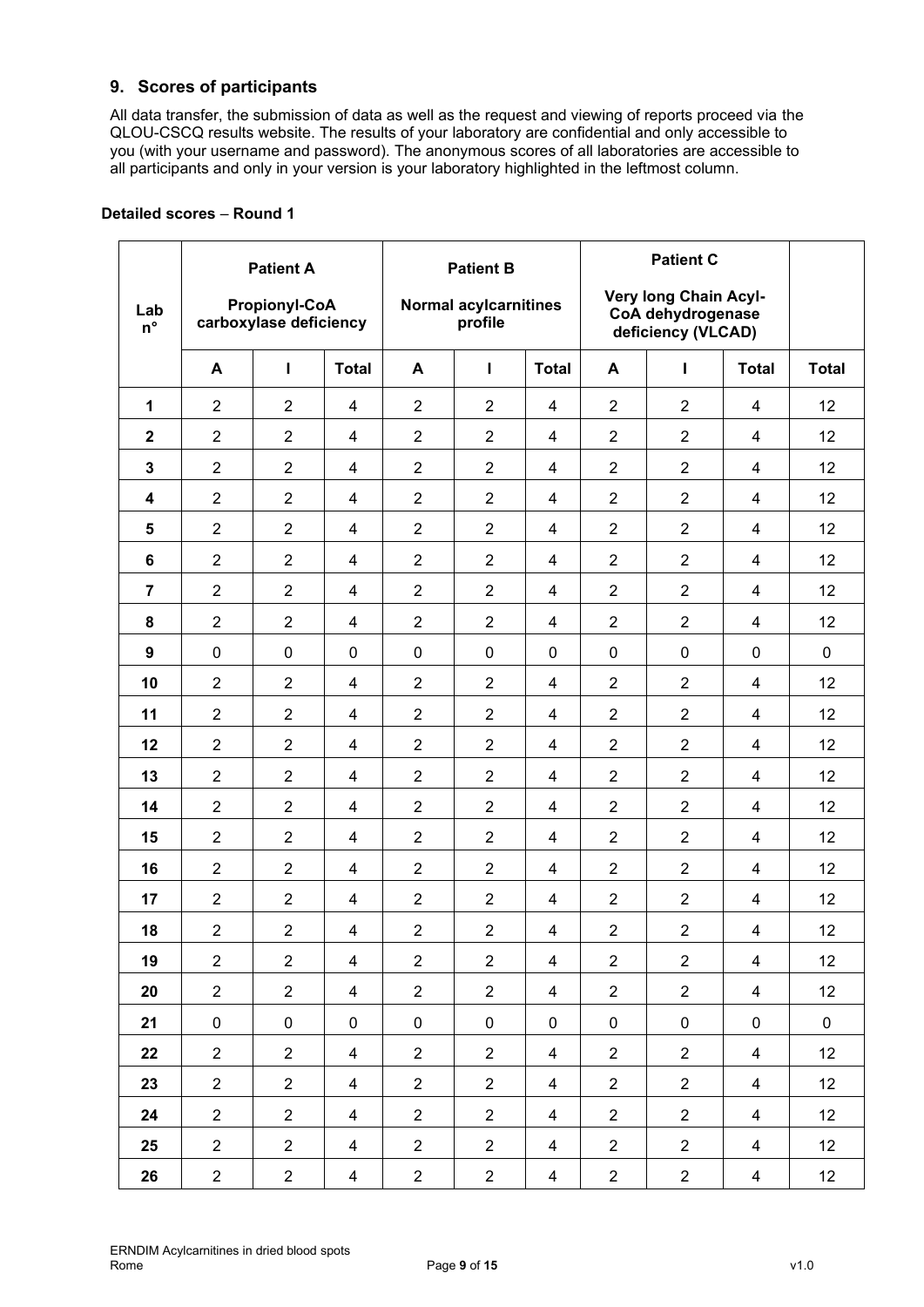## 9. Scores of participants

All data transfer, the submission of data as well as the request and viewing of reports proceed via the QLOU-CSCQ results website. The results of your laboratory are confidential and only accessible to you (with your username and password). The anonymous scores of all laboratories are accessible to all participants and only in your version is your laboratory highlighted in the leftmost column.

**Detailed scores – Round 1**

| Lab n° | Patient A Propionyl-CoA carboxylase deficiency | | | Patient B Normal acylcarnitines profile | | | Patient C Very long Chain Acyl-CoA dehydrogenase deficiency (VLCAD) | | | |
|---|---|---|---|---|---|---|---|---|---|---|
| | A | I | Total | A | I | Total | A | I | Total | Total |
| 1 | 2 | 2 | 4 | 2 | 2 | 4 | 2 | 2 | 4 | 12 |
| 2 | 2 | 2 | 4 | 2 | 2 | 4 | 2 | 2 | 4 | 12 |
| 3 | 2 | 2 | 4 | 2 | 2 | 4 | 2 | 2 | 4 | 12 |
| 4 | 2 | 2 | 4 | 2 | 2 | 4 | 2 | 2 | 4 | 12 |
| 5 | 2 | 2 | 4 | 2 | 2 | 4 | 2 | 2 | 4 | 12 |
| 6 | 2 | 2 | 4 | 2 | 2 | 4 | 2 | 2 | 4 | 12 |
| 7 | 2 | 2 | 4 | 2 | 2 | 4 | 2 | 2 | 4 | 12 |
| 8 | 2 | 2 | 4 | 2 | 2 | 4 | 2 | 2 | 4 | 12 |
| 9 | 0 | 0 | 0 | 0 | 0 | 0 | 0 | 0 | 0 | 0 |
| 10 | 2 | 2 | 4 | 2 | 2 | 4 | 2 | 2 | 4 | 12 |
| 11 | 2 | 2 | 4 | 2 | 2 | 4 | 2 | 2 | 4 | 12 |
| 12 | 2 | 2 | 4 | 2 | 2 | 4 | 2 | 2 | 4 | 12 |
| 13 | 2 | 2 | 4 | 2 | 2 | 4 | 2 | 2 | 4 | 12 |
| 14 | 2 | 2 | 4 | 2 | 2 | 4 | 2 | 2 | 4 | 12 |
| 15 | 2 | 2 | 4 | 2 | 2 | 4 | 2 | 2 | 4 | 12 |
| 16 | 2 | 2 | 4 | 2 | 2 | 4 | 2 | 2 | 4 | 12 |
| 17 | 2 | 2 | 4 | 2 | 2 | 4 | 2 | 2 | 4 | 12 |
| 18 | 2 | 2 | 4 | 2 | 2 | 4 | 2 | 2 | 4 | 12 |
| 19 | 2 | 2 | 4 | 2 | 2 | 4 | 2 | 2 | 4 | 12 |
| 20 | 2 | 2 | 4 | 2 | 2 | 4 | 2 | 2 | 4 | 12 |
| 21 | 0 | 0 | 0 | 0 | 0 | 0 | 0 | 0 | 0 | 0 |
| 22 | 2 | 2 | 4 | 2 | 2 | 4 | 2 | 2 | 4 | 12 |
| 23 | 2 | 2 | 4 | 2 | 2 | 4 | 2 | 2 | 4 | 12 |
| 24 | 2 | 2 | 4 | 2 | 2 | 4 | 2 | 2 | 4 | 12 |
| 25 | 2 | 2 | 4 | 2 | 2 | 4 | 2 | 2 | 4 | 12 |
| 26 | 2 | 2 | 4 | 2 | 2 | 4 | 2 | 2 | 4 | 12 |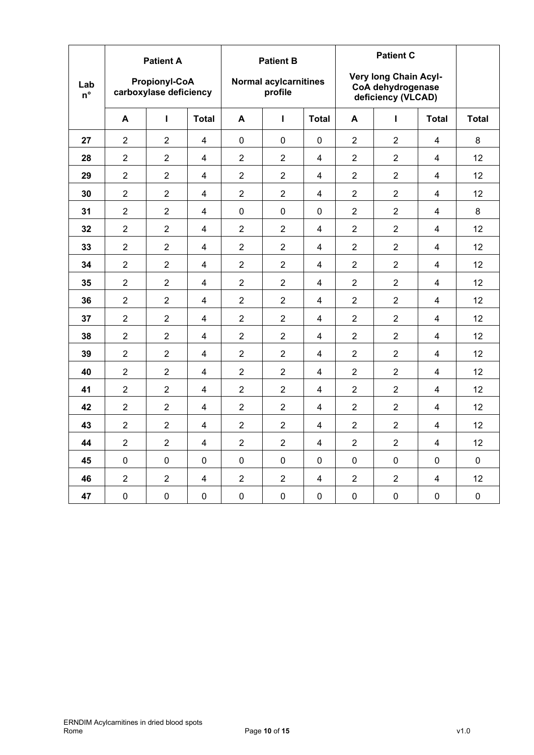| Lab n° | Patient A Propionyl-CoA carboxylase deficiency | | | Patient B Normal acylcarnitines profile | | | Patient C Very long Chain Acyl-CoA dehydrogenase deficiency (VLCAD) | | | |
|---|---|---|---|---|---|---|---|---|---|---|
| | A | I | Total | A | I | Total | A | I | Total | Total |
| 27 | 2 | 2 | 4 | 0 | 0 | 0 | 2 | 2 | 4 | 8 |
| 28 | 2 | 2 | 4 | 2 | 2 | 4 | 2 | 2 | 4 | 12 |
| 29 | 2 | 2 | 4 | 2 | 2 | 4 | 2 | 2 | 4 | 12 |
| 30 | 2 | 2 | 4 | 2 | 2 | 4 | 2 | 2 | 4 | 12 |
| 31 | 2 | 2 | 4 | 0 | 0 | 0 | 2 | 2 | 4 | 8 |
| 32 | 2 | 2 | 4 | 2 | 2 | 4 | 2 | 2 | 4 | 12 |
| 33 | 2 | 2 | 4 | 2 | 2 | 4 | 2 | 2 | 4 | 12 |
| 34 | 2 | 2 | 4 | 2 | 2 | 4 | 2 | 2 | 4 | 12 |
| 35 | 2 | 2 | 4 | 2 | 2 | 4 | 2 | 2 | 4 | 12 |
| 36 | 2 | 2 | 4 | 2 | 2 | 4 | 2 | 2 | 4 | 12 |
| 37 | 2 | 2 | 4 | 2 | 2 | 4 | 2 | 2 | 4 | 12 |
| 38 | 2 | 2 | 4 | 2 | 2 | 4 | 2 | 2 | 4 | 12 |
| 39 | 2 | 2 | 4 | 2 | 2 | 4 | 2 | 2 | 4 | 12 |
| 40 | 2 | 2 | 4 | 2 | 2 | 4 | 2 | 2 | 4 | 12 |
| 41 | 2 | 2 | 4 | 2 | 2 | 4 | 2 | 2 | 4 | 12 |
| 42 | 2 | 2 | 4 | 2 | 2 | 4 | 2 | 2 | 4 | 12 |
| 43 | 2 | 2 | 4 | 2 | 2 | 4 | 2 | 2 | 4 | 12 |
| 44 | 2 | 2 | 4 | 2 | 2 | 4 | 2 | 2 | 4 | 12 |
| 45 | 0 | 0 | 0 | 0 | 0 | 0 | 0 | 0 | 0 | 0 |
| 46 | 2 | 2 | 4 | 2 | 2 | 4 | 2 | 2 | 4 | 12 |
| 47 | 0 | 0 | 0 | 0 | 0 | 0 | 0 | 0 | 0 | 0 |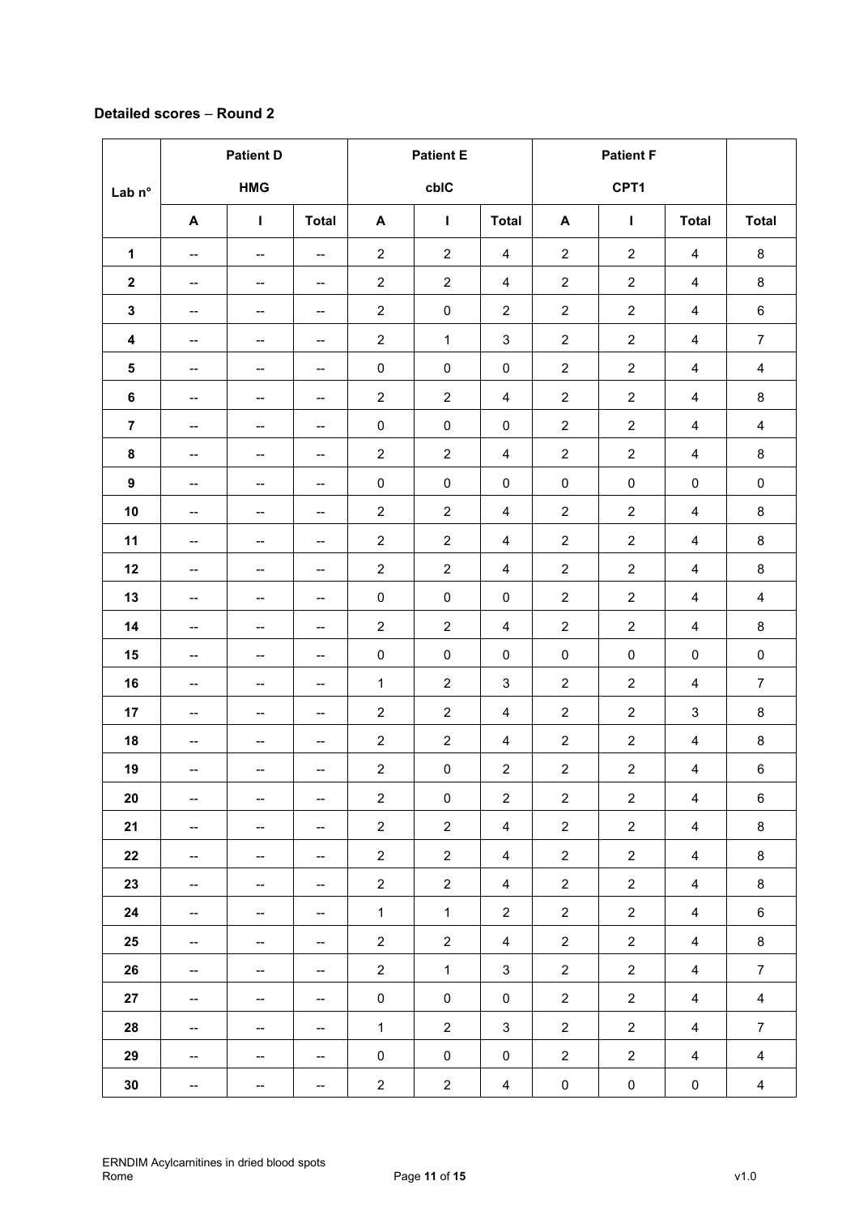**Detailed scores – Round 2**

| Lab n° | Patient D | | | Patient E | | | Patient F | | | |
|---|---|---|---|---|---|---|---|---|---|---|
| | HMG | | | cblC | | | CPT1 | | | |
| | A | I | Total | A | I | Total | A | I | Total | Total |
| 1 | -- | -- | -- | 2 | 2 | 4 | 2 | 2 | 4 | 8 |
| 2 | -- | -- | -- | 2 | 2 | 4 | 2 | 2 | 4 | 8 |
| 3 | -- | -- | -- | 2 | 0 | 2 | 2 | 2 | 4 | 6 |
| 4 | -- | -- | -- | 2 | 1 | 3 | 2 | 2 | 4 | 7 |
| 5 | -- | -- | -- | 0 | 0 | 0 | 2 | 2 | 4 | 4 |
| 6 | -- | -- | -- | 2 | 2 | 4 | 2 | 2 | 4 | 8 |
| 7 | -- | -- | -- | 0 | 0 | 0 | 2 | 2 | 4 | 4 |
| 8 | -- | -- | -- | 2 | 2 | 4 | 2 | 2 | 4 | 8 |
| 9 | -- | -- | -- | 0 | 0 | 0 | 0 | 0 | 0 | 0 |
| 10 | -- | -- | -- | 2 | 2 | 4 | 2 | 2 | 4 | 8 |
| 11 | -- | -- | -- | 2 | 2 | 4 | 2 | 2 | 4 | 8 |
| 12 | -- | -- | -- | 2 | 2 | 4 | 2 | 2 | 4 | 8 |
| 13 | -- | -- | -- | 0 | 0 | 0 | 2 | 2 | 4 | 4 |
| 14 | -- | -- | -- | 2 | 2 | 4 | 2 | 2 | 4 | 8 |
| 15 | -- | -- | -- | 0 | 0 | 0 | 0 | 0 | 0 | 0 |
| 16 | -- | -- | -- | 1 | 2 | 3 | 2 | 2 | 4 | 7 |
| 17 | -- | -- | -- | 2 | 2 | 4 | 2 | 2 | 3 | 8 |
| 18 | -- | -- | -- | 2 | 2 | 4 | 2 | 2 | 4 | 8 |
| 19 | -- | -- | -- | 2 | 0 | 2 | 2 | 2 | 4 | 6 |
| 20 | -- | -- | -- | 2 | 0 | 2 | 2 | 2 | 4 | 6 |
| 21 | -- | -- | -- | 2 | 2 | 4 | 2 | 2 | 4 | 8 |
| 22 | -- | -- | -- | 2 | 2 | 4 | 2 | 2 | 4 | 8 |
| 23 | -- | -- | -- | 2 | 2 | 4 | 2 | 2 | 4 | 8 |
| 24 | -- | -- | -- | 1 | 1 | 2 | 2 | 2 | 4 | 6 |
| 25 | -- | -- | -- | 2 | 2 | 4 | 2 | 2 | 4 | 8 |
| 26 | -- | -- | -- | 2 | 1 | 3 | 2 | 2 | 4 | 7 |
| 27 | -- | -- | -- | 0 | 0 | 0 | 2 | 2 | 4 | 4 |
| 28 | -- | -- | -- | 1 | 2 | 3 | 2 | 2 | 4 | 7 |
| 29 | -- | -- | -- | 0 | 0 | 0 | 2 | 2 | 4 | 4 |
| 30 | -- | -- | -- | 2 | 2 | 4 | 0 | 0 | 0 | 4 |

ERNDIM Acylcarnitines in dried blood spots
Rome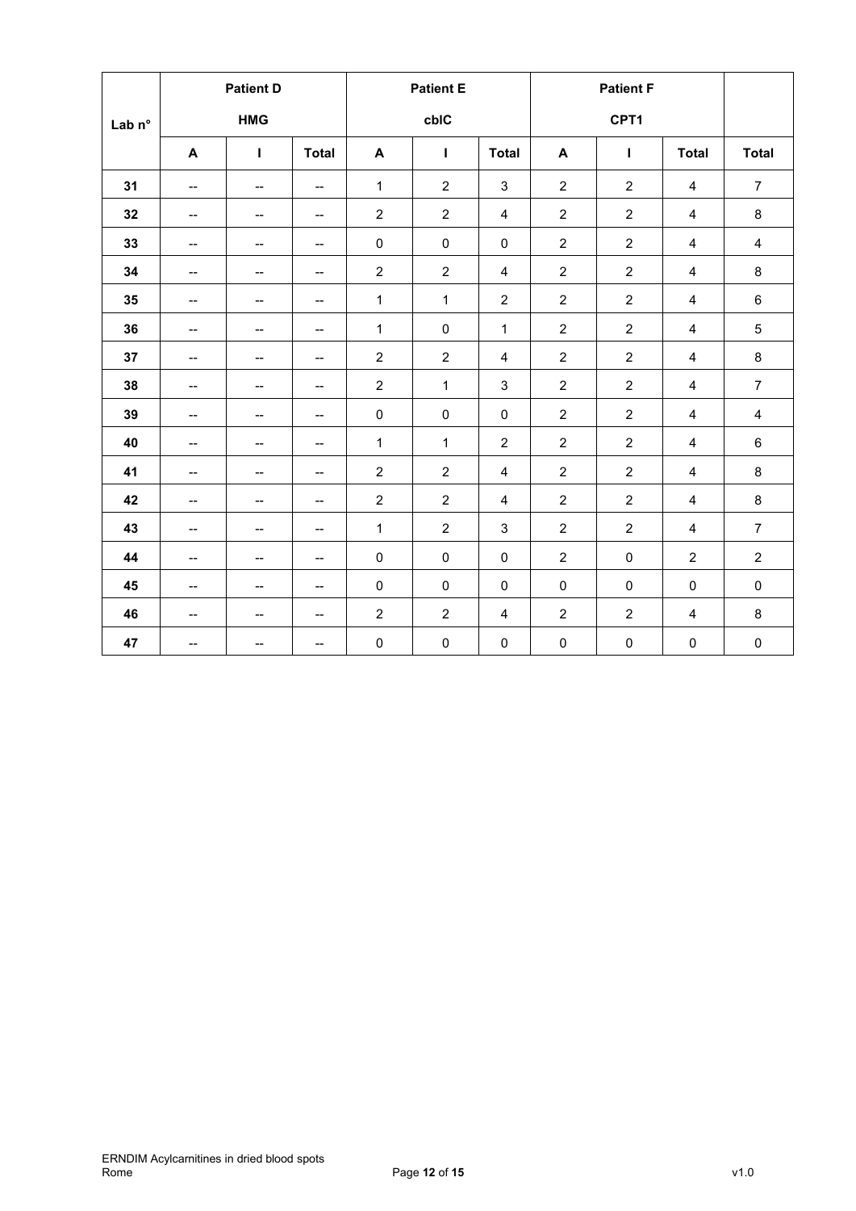| Lab n° | Patient D | | | Patient E | | | Patient F | | | |
|---|---|---|---|---|---|---|---|---|---|---|
| | HMG | | | cblC | | | CPT1 | | | |
| | A | I | Total | A | I | Total | A | I | Total | Total |
| 31 | -- | -- | -- | 1 | 2 | 3 | 2 | 2 | 4 | 7 |
| 32 | -- | -- | -- | 2 | 2 | 4 | 2 | 2 | 4 | 8 |
| 33 | -- | -- | -- | 0 | 0 | 0 | 2 | 2 | 4 | 4 |
| 34 | -- | -- | -- | 2 | 2 | 4 | 2 | 2 | 4 | 8 |
| 35 | -- | -- | -- | 1 | 1 | 2 | 2 | 2 | 4 | 6 |
| 36 | -- | -- | -- | 1 | 0 | 1 | 2 | 2 | 4 | 5 |
| 37 | -- | -- | -- | 2 | 2 | 4 | 2 | 2 | 4 | 8 |
| 38 | -- | -- | -- | 2 | 1 | 3 | 2 | 2 | 4 | 7 |
| 39 | -- | -- | -- | 0 | 0 | 0 | 2 | 2 | 4 | 4 |
| 40 | -- | -- | -- | 1 | 1 | 2 | 2 | 2 | 4 | 6 |
| 41 | -- | -- | -- | 2 | 2 | 4 | 2 | 2 | 4 | 8 |
| 42 | -- | -- | -- | 2 | 2 | 4 | 2 | 2 | 4 | 8 |
| 43 | -- | -- | -- | 1 | 2 | 3 | 2 | 2 | 4 | 7 |
| 44 | -- | -- | -- | 0 | 0 | 0 | 2 | 0 | 2 | 2 |
| 45 | -- | -- | -- | 0 | 0 | 0 | 0 | 0 | 0 | 0 |
| 46 | -- | -- | -- | 2 | 2 | 4 | 2 | 2 | 4 | 8 |
| 47 | -- | -- | -- | 0 | 0 | 0 | 0 | 0 | 0 | 0 |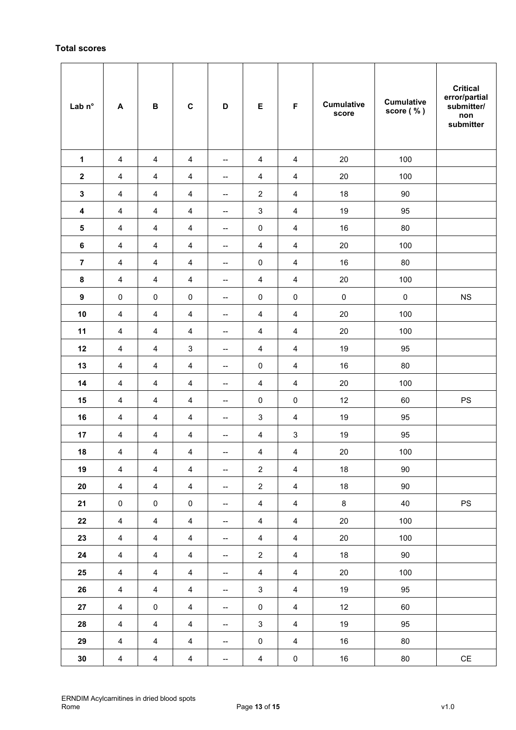**Total scores**

| Lab n° | A | B | C | D | E | F | Cumulative score | Cumulative score ( % ) | Critical error/partial submitter/ non submitter |
|---|---|---|---|---|---|---|---|---|---|
| **1** | 4 | 4 | 4 | -- | 4 | 4 | 20 | 100 | |
| **2** | 4 | 4 | 4 | -- | 4 | 4 | 20 | 100 | |
| **3** | 4 | 4 | 4 | -- | 2 | 4 | 18 | 90 | |
| **4** | 4 | 4 | 4 | -- | 3 | 4 | 19 | 95 | |
| **5** | 4 | 4 | 4 | -- | 0 | 4 | 16 | 80 | |
| **6** | 4 | 4 | 4 | -- | 4 | 4 | 20 | 100 | |
| **7** | 4 | 4 | 4 | -- | 0 | 4 | 16 | 80 | |
| **8** | 4 | 4 | 4 | -- | 4 | 4 | 20 | 100 | |
| **9** | 0 | 0 | 0 | -- | 0 | 0 | 0 | 0 | NS |
| **10** | 4 | 4 | 4 | -- | 4 | 4 | 20 | 100 | |
| **11** | 4 | 4 | 4 | -- | 4 | 4 | 20 | 100 | |
| **12** | 4 | 4 | 3 | -- | 4 | 4 | 19 | 95 | |
| **13** | 4 | 4 | 4 | -- | 0 | 4 | 16 | 80 | |
| **14** | 4 | 4 | 4 | -- | 4 | 4 | 20 | 100 | |
| **15** | 4 | 4 | 4 | -- | 0 | 0 | 12 | 60 | PS |
| **16** | 4 | 4 | 4 | -- | 3 | 4 | 19 | 95 | |
| **17** | 4 | 4 | 4 | -- | 4 | 3 | 19 | 95 | |
| **18** | 4 | 4 | 4 | -- | 4 | 4 | 20 | 100 | |
| **19** | 4 | 4 | 4 | -- | 2 | 4 | 18 | 90 | |
| **20** | 4 | 4 | 4 | -- | 2 | 4 | 18 | 90 | |
| **21** | 0 | 0 | 0 | -- | 4 | 4 | 8 | 40 | PS |
| **22** | 4 | 4 | 4 | -- | 4 | 4 | 20 | 100 | |
| **23** | 4 | 4 | 4 | -- | 4 | 4 | 20 | 100 | |
| **24** | 4 | 4 | 4 | -- | 2 | 4 | 18 | 90 | |
| **25** | 4 | 4 | 4 | -- | 4 | 4 | 20 | 100 | |
| **26** | 4 | 4 | 4 | -- | 3 | 4 | 19 | 95 | |
| **27** | 4 | 0 | 4 | -- | 0 | 4 | 12 | 60 | |
| **28** | 4 | 4 | 4 | -- | 3 | 4 | 19 | 95 | |
| **29** | 4 | 4 | 4 | -- | 0 | 4 | 16 | 80 | |
| **30** | 4 | 4 | 4 | -- | 4 | 0 | 16 | 80 | CE |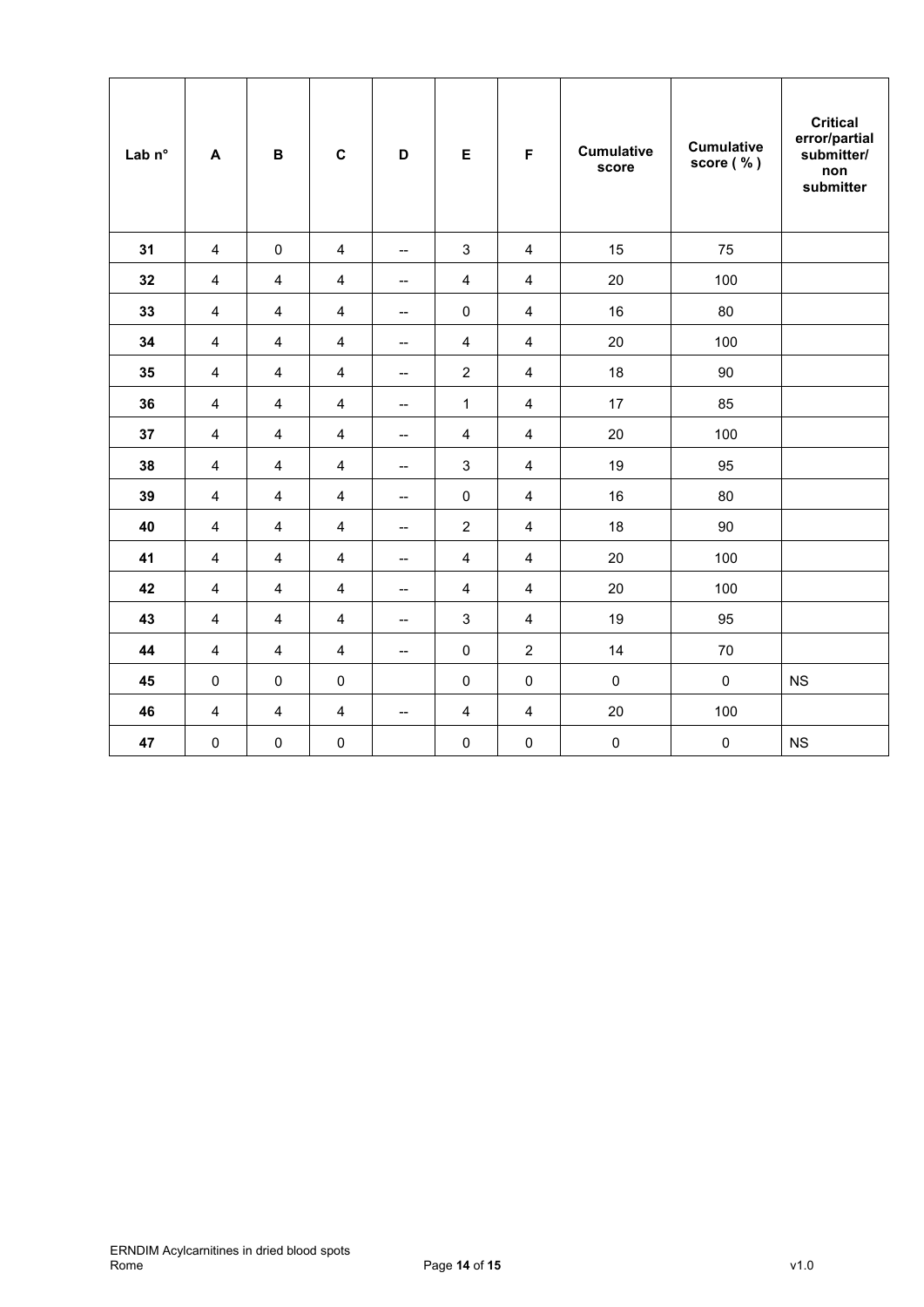| Lab n° | A | B | C | D | E | F | Cumulative score | Cumulative score ( % ) | Critical error/partial submitter/ non submitter |
|---|---|---|---|---|---|---|---|---|---|
| 31 | 4 | 0 | 4 | -- | 3 | 4 | 15 | 75 | |
| 32 | 4 | 4 | 4 | -- | 4 | 4 | 20 | 100 | |
| 33 | 4 | 4 | 4 | -- | 0 | 4 | 16 | 80 | |
| 34 | 4 | 4 | 4 | -- | 4 | 4 | 20 | 100 | |
| 35 | 4 | 4 | 4 | -- | 2 | 4 | 18 | 90 | |
| 36 | 4 | 4 | 4 | -- | 1 | 4 | 17 | 85 | |
| 37 | 4 | 4 | 4 | -- | 4 | 4 | 20 | 100 | |
| 38 | 4 | 4 | 4 | -- | 3 | 4 | 19 | 95 | |
| 39 | 4 | 4 | 4 | -- | 0 | 4 | 16 | 80 | |
| 40 | 4 | 4 | 4 | -- | 2 | 4 | 18 | 90 | |
| 41 | 4 | 4 | 4 | -- | 4 | 4 | 20 | 100 | |
| 42 | 4 | 4 | 4 | -- | 4 | 4 | 20 | 100 | |
| 43 | 4 | 4 | 4 | -- | 3 | 4 | 19 | 95 | |
| 44 | 4 | 4 | 4 | -- | 0 | 2 | 14 | 70 | |
| 45 | 0 | 0 | 0 | | 0 | 0 | 0 | 0 | NS |
| 46 | 4 | 4 | 4 | -- | 4 | 4 | 20 | 100 | |
| 47 | 0 | 0 | 0 | | 0 | 0 | 0 | 0 | NS |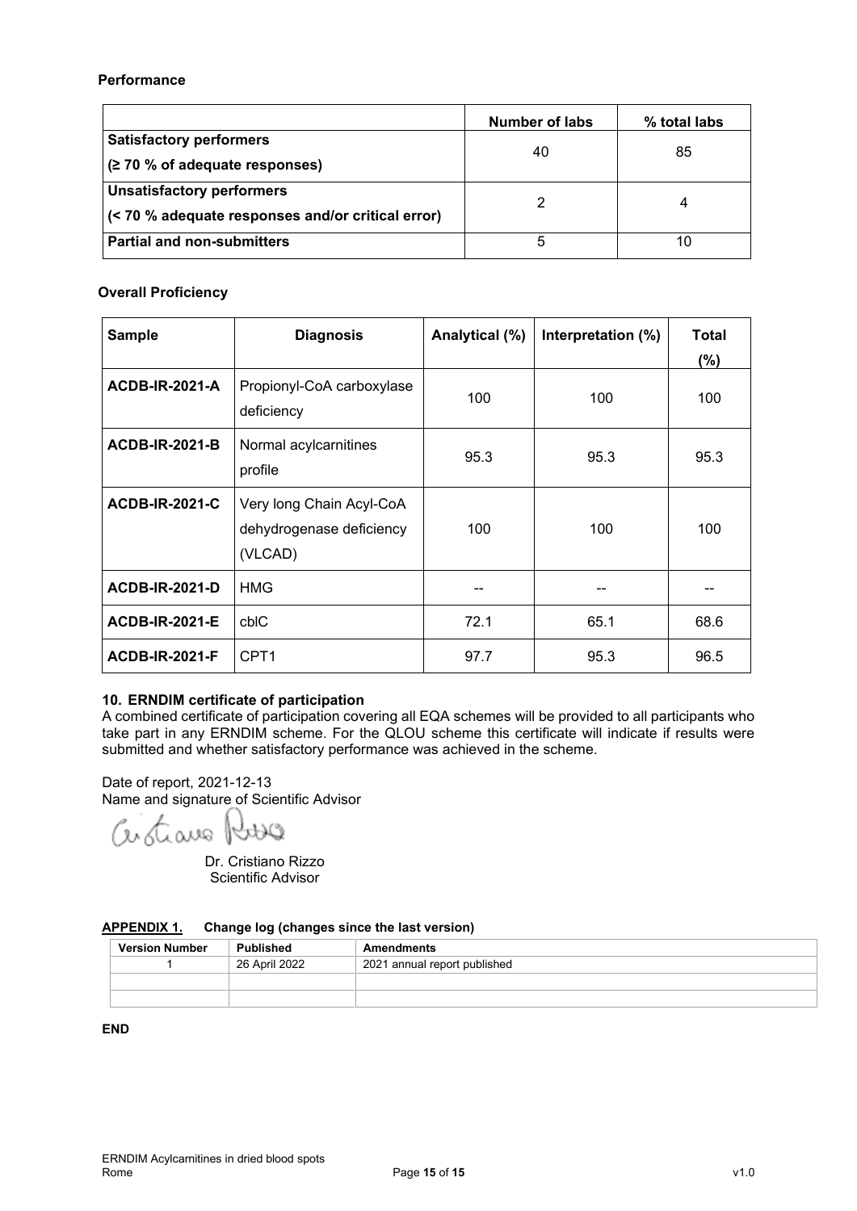**Performance**

| | Number of labs | % total labs |
|---|---|---|
| **Satisfactory performers** **(≥ 70 % of adequate responses)** | 40 | 85 |
| **Unsatisfactory performers** **(< 70 % adequate responses and/or critical error)** | 2 | 4 |
| **Partial and non-submitters** | 5 | 10 |

**Overall Proficiency**

| Sample | Diagnosis | Analytical (%) | Interpretation (%) | Total (%) |
|---|---|---|---|---|
| **ACDB-IR-2021-A** | Propionyl-CoA carboxylase deficiency | 100 | 100 | 100 |
| **ACDB-IR-2021-B** | Normal acylcarnitines profile | 95.3 | 95.3 | 95.3 |
| **ACDB-IR-2021-C** | Very long Chain Acyl-CoA dehydrogenase deficiency (VLCAD) | 100 | 100 | 100 |
| **ACDB-IR-2021-D** | HMG | -- | -- | -- |
| **ACDB-IR-2021-E** | cblC | 72.1 | 65.1 | 68.6 |
| **ACDB-IR-2021-F** | CPT1 | 97.7 | 95.3 | 96.5 |

## 10. ERNDIM certificate of participation

A combined certificate of participation covering all EQA schemes will be provided to all participants who take part in any ERNDIM scheme. For the QLOU scheme this certificate will indicate if results were submitted and whether satisfactory performance was achieved in the scheme.

Date of report, 2021-12-13
Name and signature of Scientific Advisor

Dr. Cristiano Rizzo
Scientific Advisor

**APPENDIX 1. Change log (changes since the last version)**

| Version Number | Published | Amendments |
|---|---|---|
| 1 | 26 April 2022 | 2021 annual report published |
| | | |
| | | |

**END**